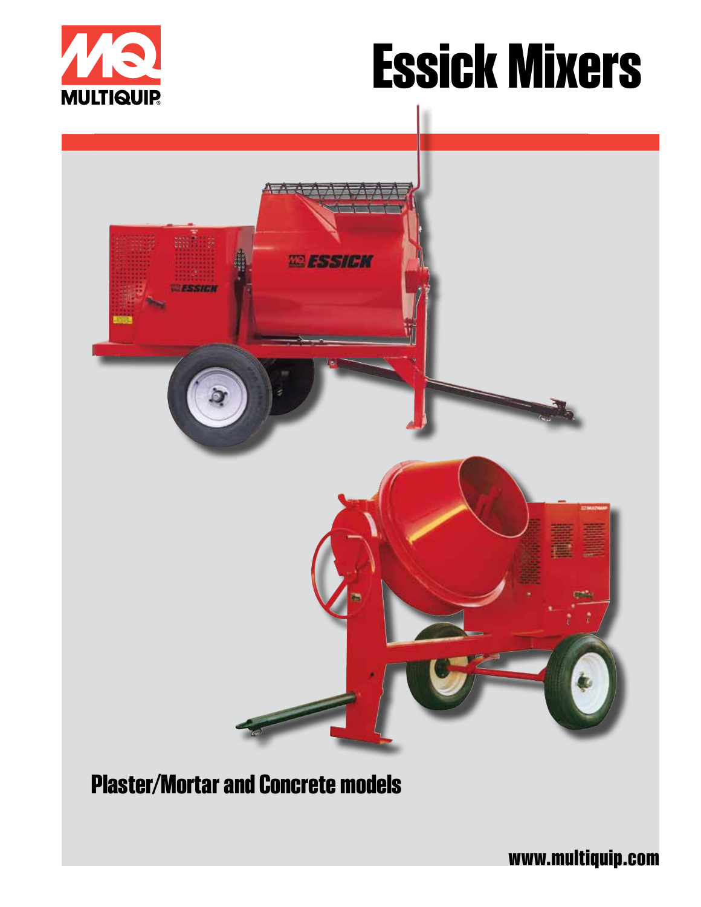MULTIQUIP

# Essick Mixers

## Plaster/Mortar and Concrete models

www.multiquip.com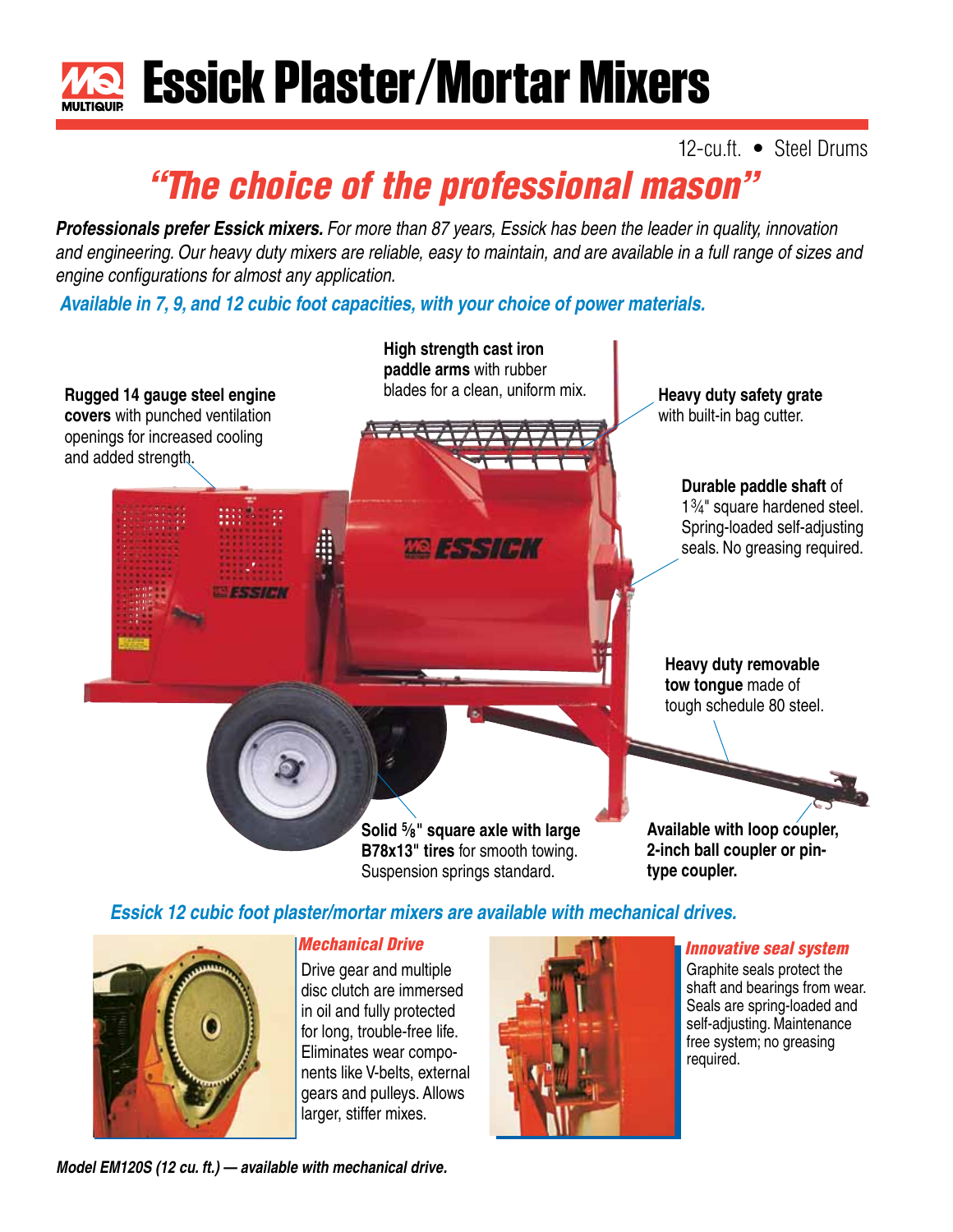# Essick Plaster/Mortar Mixers

12-cu.ft. • Steel Drums

## *"The choice of the professional mason"*

***Professionals prefer Essick mixers.*** *For more than 87 years, Essick has been the leader in quality, innovation and engineering. Our heavy duty mixers are reliable, easy to maintain, and are available in a full range of sizes and engine configurations for almost any application.*

***Available in 7, 9, and 12 cubic foot capacities, with your choice of power materials.***

**Rugged 14 gauge steel engine covers** with punched ventilation openings for increased cooling and added strength.

**High strength cast iron paddle arms** with rubber blades for a clean, uniform mix.

**Heavy duty safety grate** with built-in bag cutter.

**Durable paddle shaft** of 1¾" square hardened steel. Spring-loaded self-adjusting seals. No greasing required.

**Heavy duty removable tow tongue** made of tough schedule 80 steel.

**Solid ⅝" square axle with large B78x13" tires** for smooth towing. Suspension springs standard.

**Available with loop coupler, 2-inch ball coupler or pin-type coupler.**

***Essick 12 cubic foot plaster/mortar mixers are available with mechanical drives.***

### *Mechanical Drive*

Drive gear and multiple disc clutch are immersed in oil and fully protected for long, trouble-free life. Eliminates wear components like V-belts, external gears and pulleys. Allows larger, stiffer mixes.

### *Innovative seal system*

Graphite seals protect the shaft and bearings from wear. Seals are spring-loaded and self-adjusting. Maintenance free system; no greasing required.

***Model EM120S (12 cu. ft.) — available with mechanical drive.***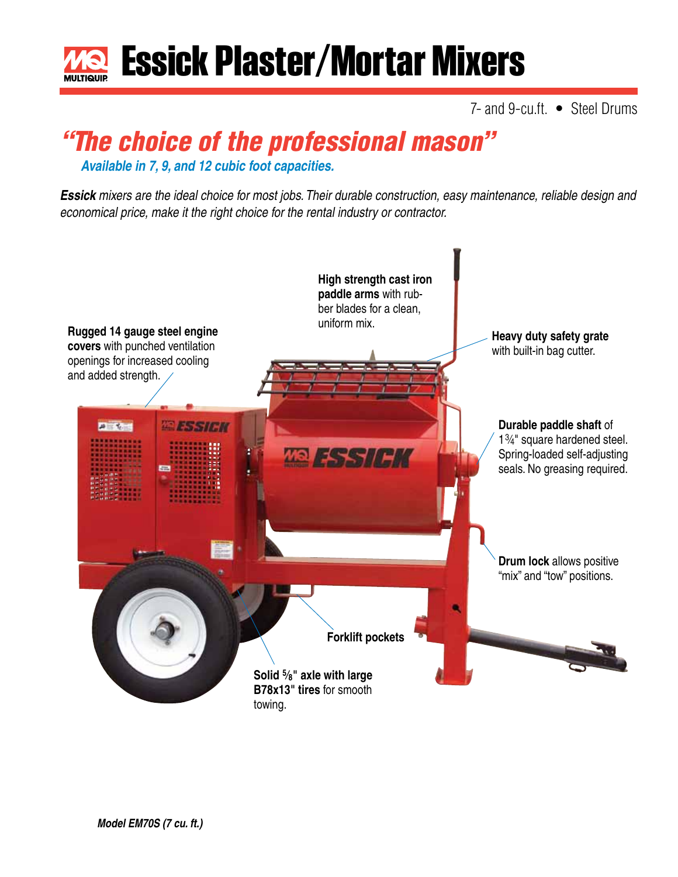# Essick Plaster/Mortar Mixers

7- and 9-cu.ft. • Steel Drums

## *"The choice of the professional mason"*

***Available in 7, 9, and 12 cubic foot capacities.***

***Essick** mixers are the ideal choice for most jobs. Their durable construction, easy maintenance, reliable design and economical price, make it the right choice for the rental industry or contractor.*

**Rugged 14 gauge steel engine covers** with punched ventilation openings for increased cooling and added strength.

**High strength cast iron paddle arms** with rubber blades for a clean, uniform mix.

**Heavy duty safety grate** with built-in bag cutter.

**Durable paddle shaft** of 1¾" square hardened steel. Spring-loaded self-adjusting seals. No greasing required.

**Drum lock** allows positive "mix" and "tow" positions.

**Forklift pockets**

**Solid ⅝" axle with large B78x13" tires** for smooth towing.

***Model EM70S (7 cu. ft.)***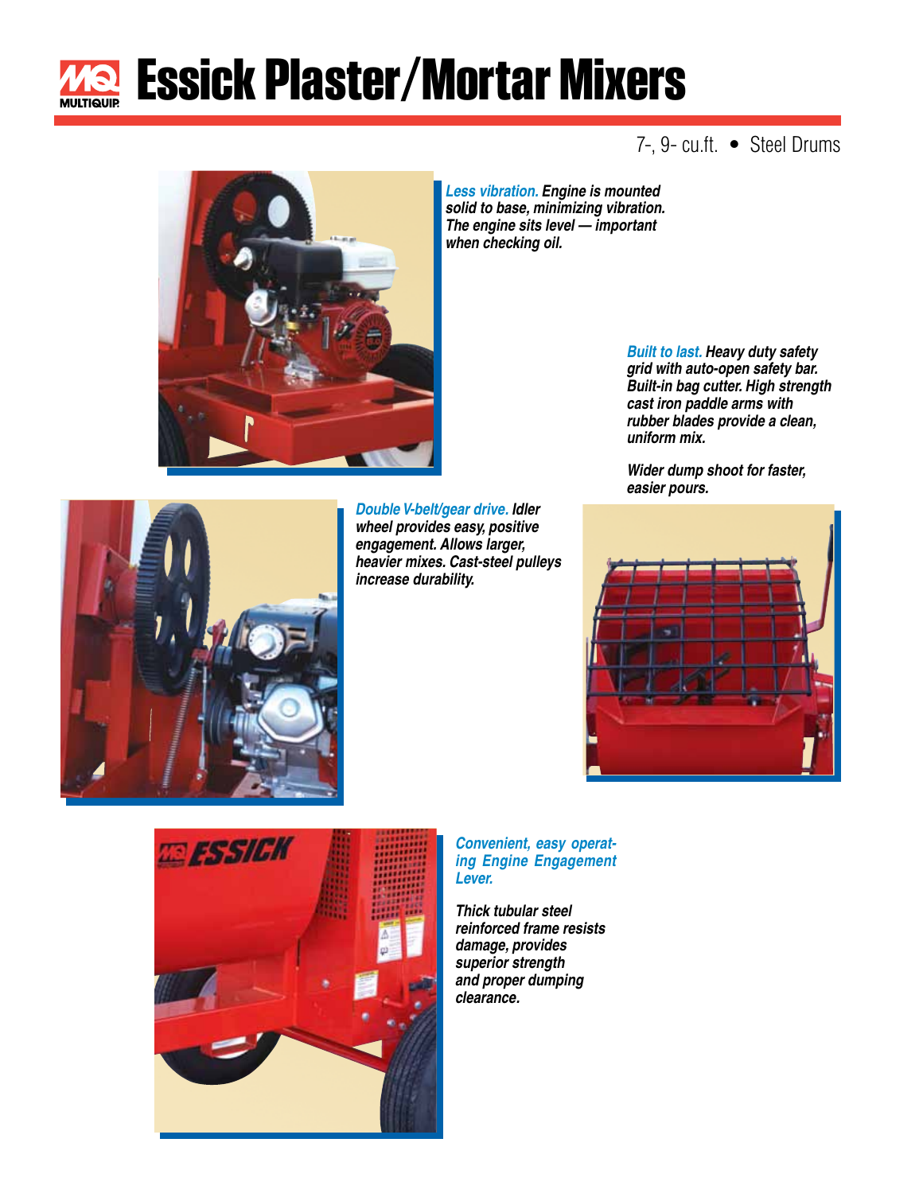# Essick Plaster/Mortar Mixers

7-, 9- cu.ft. • Steel Drums

***Less vibration.*** ***Engine is mounted solid to base, minimizing vibration. The engine sits level — important when checking oil.***

***Built to last.*** ***Heavy duty safety grid with auto-open safety bar. Built-in bag cutter. High strength cast iron paddle arms with rubber blades provide a clean, uniform mix.***

***Wider dump shoot for faster, easier pours.***

***Double V-belt/gear drive.*** ***Idler wheel provides easy, positive engagement. Allows larger, heavier mixes. Cast-steel pulleys increase durability.***

***Convenient, easy operating Engine Engagement Lever.***

***Thick tubular steel reinforced frame resists damage, provides superior strength and proper dumping clearance.***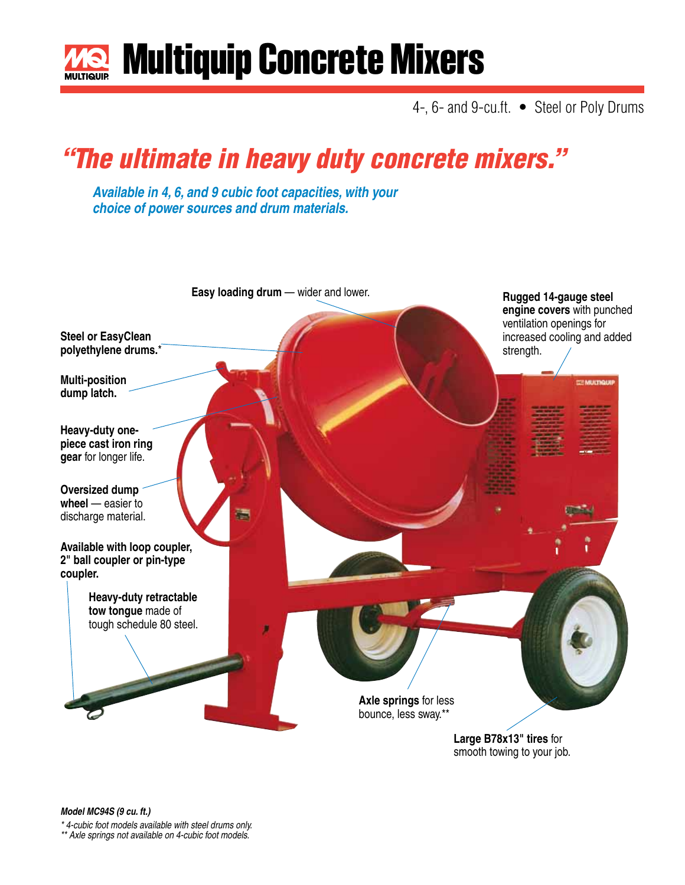# Multiquip Concrete Mixers

4-, 6- and 9-cu.ft. • Steel or Poly Drums

## *"The ultimate in heavy duty concrete mixers."*

***Available in 4, 6, and 9 cubic foot capacities, with your choice of power sources and drum materials.***

**Easy loading drum** — wider and lower.

**Rugged 14-gauge steel engine covers** with punched ventilation openings for increased cooling and added strength.

**Steel or EasyClean polyethylene drums.***

**Multi-position dump latch.**

**Heavy-duty one-piece cast iron ring gear** for longer life.

**Oversized dump wheel** — easier to discharge material.

**Available with loop coupler, 2" ball coupler or pin-type coupler.**

**Heavy-duty retractable tow tongue** made of tough schedule 80 steel.

**Axle springs** for less bounce, less sway.**

**Large B78x13" tires** for smooth towing to your job.

***Model MC94S (9 cu. ft.)***

*\* 4-cubic foot models available with steel drums only.*

*\*\* Axle springs not available on 4-cubic foot models.*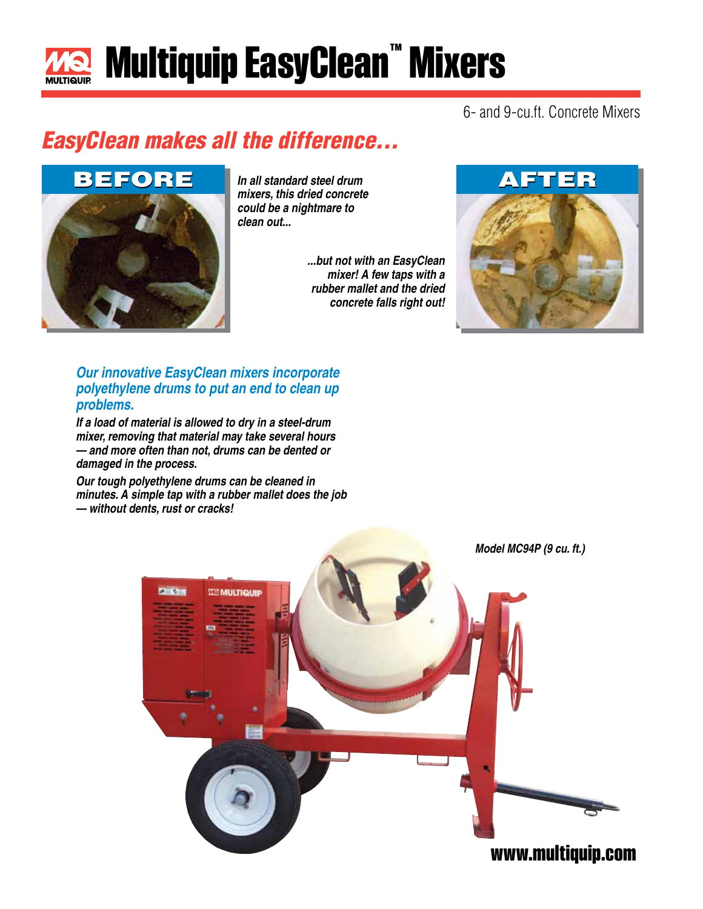# Multiquip EasyClean™ Mixers

6- and 9-cu.ft. Concrete Mixers

## *EasyClean makes all the difference…*

**BEFORE**

***In all standard steel drum mixers, this dried concrete could be a nightmare to clean out...***

***...but not with an EasyClean mixer! A few taps with a rubber mallet and the dried concrete falls right out!***

**AFTER**

### *Our innovative EasyClean mixers incorporate polyethylene drums to put an end to clean up problems.*

***If a load of material is allowed to dry in a steel-drum mixer, removing that material may take several hours — and more often than not, drums can be dented or damaged in the process.***

***Our tough polyethylene drums can be cleaned in minutes. A simple tap with a rubber mallet does the job — without dents, rust or cracks!***

*Model MC94P (9 cu. ft.)*

**www.multiquip.com**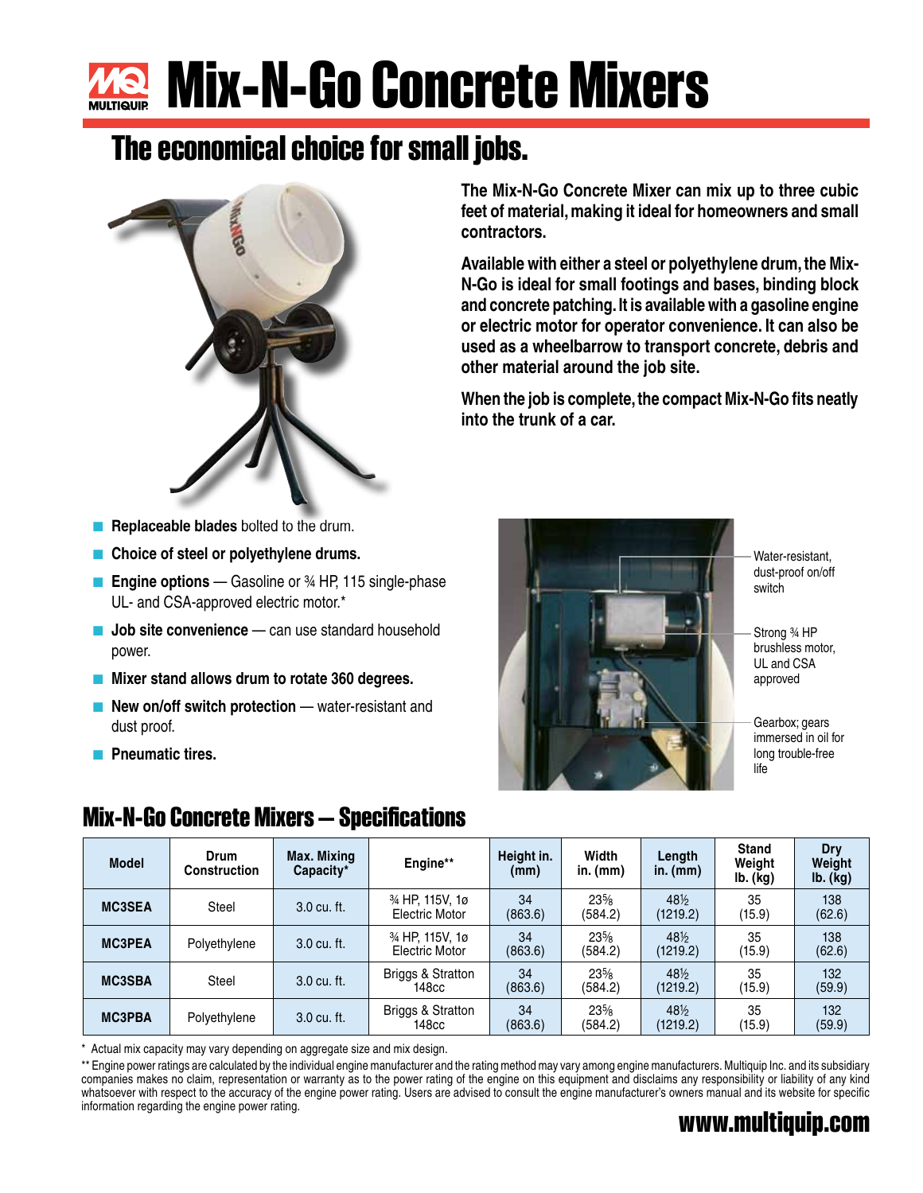# Mix-N-Go Concrete Mixers

## The economical choice for small jobs.

**The Mix-N-Go Concrete Mixer can mix up to three cubic feet of material, making it ideal for homeowners and small contractors.**

**Available with either a steel or polyethylene drum, the Mix-N-Go is ideal for small footings and bases, binding block and concrete patching. It is available with a gasoline engine or electric motor for operator convenience. It can also be used as a wheelbarrow to transport concrete, debris and other material around the job site.**

**When the job is complete, the compact Mix-N-Go fits neatly into the trunk of a car.**

- **Replaceable blades** bolted to the drum.
- **Choice of steel or polyethylene drums.**
- **Engine options** — Gasoline or ¾ HP, 115 single-phase UL- and CSA-approved electric motor.*
- **Job site convenience** — can use standard household power.
- **Mixer stand allows drum to rotate 360 degrees.**
- **New on/off switch protection** — water-resistant and dust proof.
- **Pneumatic tires.**

Water-resistant, dust-proof on/off switch

Strong ¾ HP brushless motor, UL and CSA approved

Gearbox; gears immersed in oil for long trouble-free life

## Mix-N-Go Concrete Mixers — Specifications

| Model | Drum Construction | Max. Mixing Capacity* | Engine** | Height in. (mm) | Width in. (mm) | Length in. (mm) | Stand Weight lb. (kg) | Dry Weight lb. (kg) |
|---|---|---|---|---|---|---|---|---|
| **MC3SEA** | Steel | 3.0 cu. ft. | ¾ HP, 115V, 1ø Electric Motor | 34 (863.6) | 23⅝ (584.2) | 48½ (1219.2) | 35 (15.9) | 138 (62.6) |
| **MC3PEA** | Polyethylene | 3.0 cu. ft. | ¾ HP, 115V, 1ø Electric Motor | 34 (863.6) | 23⅝ (584.2) | 48½ (1219.2) | 35 (15.9) | 138 (62.6) |
| **MC3SBA** | Steel | 3.0 cu. ft. | Briggs & Stratton 148cc | 34 (863.6) | 23⅝ (584.2) | 48½ (1219.2) | 35 (15.9) | 132 (59.9) |
| **MC3PBA** | Polyethylene | 3.0 cu. ft. | Briggs & Stratton 148cc | 34 (863.6) | 23⅝ (584.2) | 48½ (1219.2) | 35 (15.9) | 132 (59.9) |

\* Actual mix capacity may vary depending on aggregate size and mix design.

** Engine power ratings are calculated by the individual engine manufacturer and the rating method may vary among engine manufacturers. Multiquip Inc. and its subsidiary companies makes no claim, representation or warranty as to the power rating of the engine on this equipment and disclaims any responsibility or liability of any kind whatsoever with respect to the accuracy of the engine power rating. Users are advised to consult the engine manufacturer's owners manual and its website for specific information regarding the engine power rating.

**www.multiquip.com**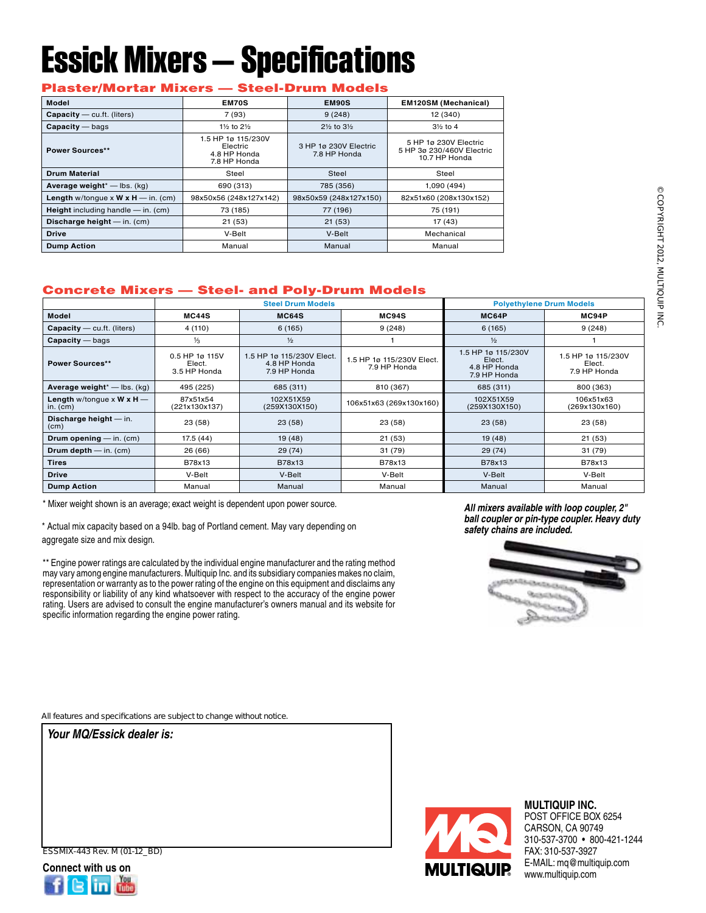# Essick Mixers — Specifications

## Plaster/Mortar Mixers — Steel-Drum Models

| Model | EM70S | EM90S | EM120SM (Mechanical) |
|---|---|---|---|
| **Capacity** — cu.ft. (liters) | 7 (93) | 9 (248) | 12 (340) |
| **Capacity** — bags | 1½ to 2½ | 2½ to 3½ | 3½ to 4 |
| **Power Sources**** | 1.5 HP 1ø 115/230V Electric<br>4.8 HP Honda<br>7.8 HP Honda | 3 HP 1ø 230V Electric<br>7.8 HP Honda | 5 HP 1ø 230V Electric<br>5 HP 3ø 230/460V Electric<br>10.7 HP Honda |
| **Drum Material** | Steel | Steel | Steel |
| **Average weight*** — lbs. (kg) | 690 (313) | 785 (356) | 1,090 (494) |
| **Length** w/tongue x **W x H** — in. (cm) | 98x50x56 (248x127x142) | 98x50x59 (248x127x150) | 82x51x60 (208x130x152) |
| **Height** including handle — in. (cm) | 73 (185) | 77 (196) | 75 (191) |
| **Discharge height** — in. (cm) | 21 (53) | 21 (53) | 17 (43) |
| **Drive** | V-Belt | V-Belt | Mechanical |
| **Dump Action** | Manual | Manual | Manual |

## Concrete Mixers — Steel- and Poly-Drum Models

| | Steel Drum Models | | | Polyethylene Drum Models | |
|---|---|---|---|---|---|
| **Model** | **MC44S** | **MC64S** | **MC94S** | **MC64P** | **MC94P** |
| **Capacity** — cu.ft. (liters) | 4 (110) | 6 (165) | 9 (248) | 6 (165) | 9 (248) |
| **Capacity** — bags | ⅓ | ½ | 1 | ½ | 1 |
| **Power Sources**** | 0.5 HP 1ø 115V Elect.<br>3.5 HP Honda | 1.5 HP 1ø 115/230V Elect.<br>4.8 HP Honda<br>7.9 HP Honda | 1.5 HP 1ø 115/230V Elect.<br>7.9 HP Honda | 1.5 HP 1ø 115/230V Elect.<br>4.8 HP Honda<br>7.9 HP Honda | 1.5 HP 1ø 115/230V Elect.<br>7.9 HP Honda |
| **Average weight*** — lbs. (kg) | 495 (225) | 685 (311) | 810 (367) | 685 (311) | 800 (363) |
| **Length** w/tongue x **W x H** — in. (cm) | 87x51x54 (221x130x137) | 102X51X59 (259X130X150) | 106x51x63 (269x130x160) | 102X51X59 (259X130X150) | 106x51x63 (269x130x160) |
| **Discharge height** — in. (cm) | 23 (58) | 23 (58) | 23 (58) | 23 (58) | 23 (58) |
| **Drum opening** — in. (cm) | 17.5 (44) | 19 (48) | 21 (53) | 19 (48) | 21 (53) |
| **Drum depth** — in. (cm) | 26 (66) | 29 (74) | 31 (79) | 29 (74) | 31 (79) |
| **Tires** | B78x13 | B78x13 | B78x13 | B78x13 | B78x13 |
| **Drive** | V-Belt | V-Belt | V-Belt | V-Belt | V-Belt |
| **Dump Action** | Manual | Manual | Manual | Manual | Manual |

* Mixer weight shown is an average; exact weight is dependent upon power source.

* Actual mix capacity based on a 94lb. bag of Portland cement. May vary depending on aggregate size and mix design.

** Engine power ratings are calculated by the individual engine manufacturer and the rating method may vary among engine manufacturers. Multiquip Inc. and its subsidiary companies makes no claim, representation or warranty as to the power rating of the engine on this equipment and disclaims any responsibility or liability of any kind whatsoever with respect to the accuracy of the engine power rating. Users are advised to consult the engine manufacturer's owners manual and its website for specific information regarding the engine power rating.

***All mixers available with loop coupler, 2" ball coupler or pin-type coupler. Heavy duty safety chains are included.***

All features and specifications are subject to change without notice.

***Your MQ/Essick dealer is:***

ESSMIX-443 Rev. M (01-12_BD)

Connect with us on

**MULTIQUIP INC.**
POST OFFICE BOX 6254
CARSON, CA 90749
310-537-3700 • 800-421-1244
FAX: 310-537-3927
E-MAIL: mq@multiquip.com
www.multiquip.com

© COPYRIGHT 2012, MULTIQUIP INC.